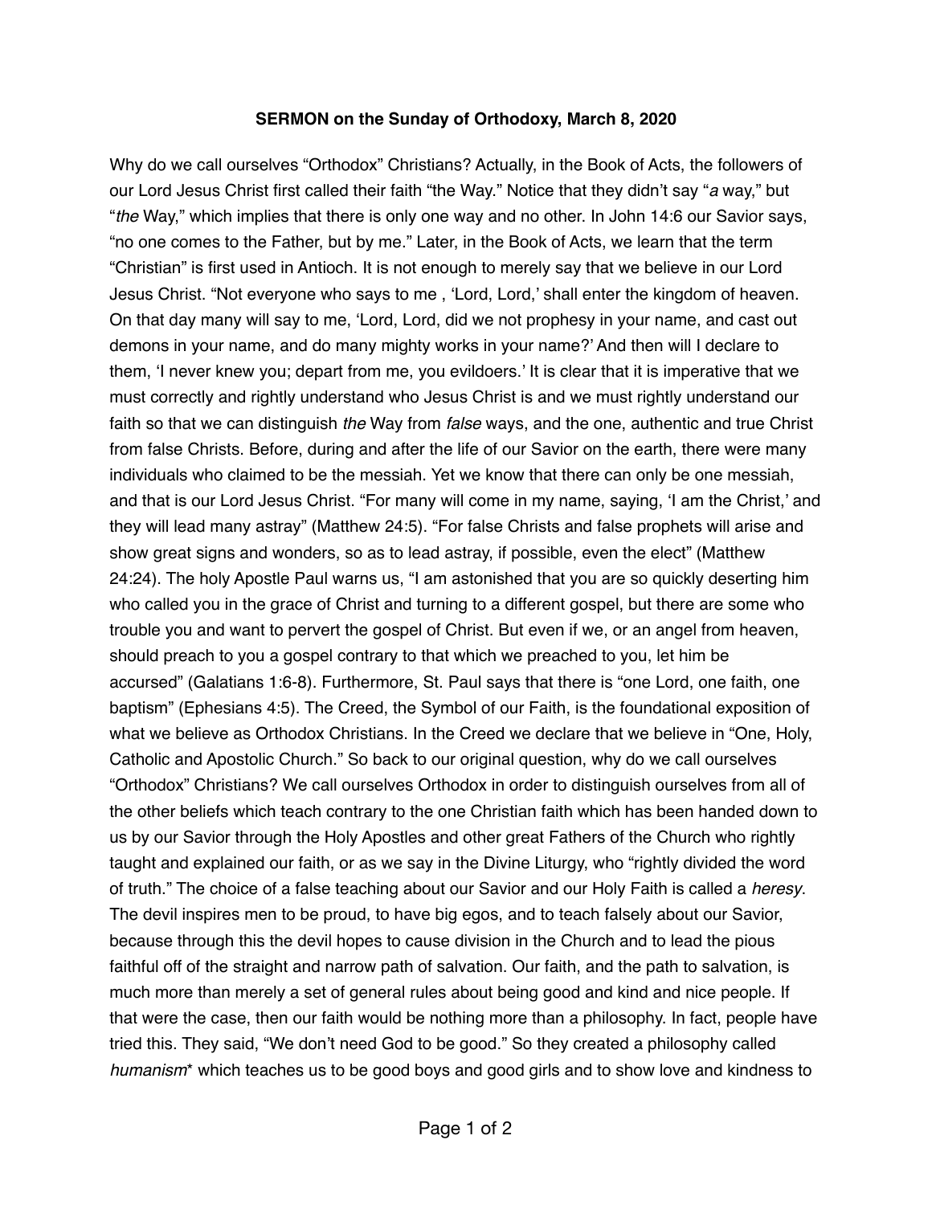**SERMON on the Sunday of Orthodoxy, March 8, 2020**

Why do we call ourselves "Orthodox" Christians? Actually, in the Book of Acts, the followers of our Lord Jesus Christ first called their faith "the Way." Notice that they didn't say "*a* way," but "*the* Way," which implies that there is only one way and no other. In John 14:6 our Savior says, "no one comes to the Father, but by me." Later, in the Book of Acts, we learn that the term "Christian" is first used in Antioch. It is not enough to merely say that we believe in our Lord Jesus Christ. "Not everyone who says to me , 'Lord, Lord,' shall enter the kingdom of heaven. On that day many will say to me, 'Lord, Lord, did we not prophesy in your name, and cast out demons in your name, and do many mighty works in your name?' And then will I declare to them, 'I never knew you; depart from me, you evildoers.' It is clear that it is imperative that we must correctly and rightly understand who Jesus Christ is and we must rightly understand our faith so that we can distinguish *the* Way from *false* ways, and the one, authentic and true Christ from false Christs. Before, during and after the life of our Savior on the earth, there were many individuals who claimed to be the messiah. Yet we know that there can only be one messiah, and that is our Lord Jesus Christ. "For many will come in my name, saying, 'I am the Christ,' and they will lead many astray" (Matthew 24:5). "For false Christs and false prophets will arise and show great signs and wonders, so as to lead astray, if possible, even the elect" (Matthew 24:24). The holy Apostle Paul warns us, "I am astonished that you are so quickly deserting him who called you in the grace of Christ and turning to a different gospel, but there are some who trouble you and want to pervert the gospel of Christ. But even if we, or an angel from heaven, should preach to you a gospel contrary to that which we preached to you, let him be accursed" (Galatians 1:6-8). Furthermore, St. Paul says that there is "one Lord, one faith, one baptism" (Ephesians 4:5). The Creed, the Symbol of our Faith, is the foundational exposition of what we believe as Orthodox Christians. In the Creed we declare that we believe in "One, Holy, Catholic and Apostolic Church." So back to our original question, why do we call ourselves "Orthodox" Christians? We call ourselves Orthodox in order to distinguish ourselves from all of the other beliefs which teach contrary to the one Christian faith which has been handed down to us by our Savior through the Holy Apostles and other great Fathers of the Church who rightly taught and explained our faith, or as we say in the Divine Liturgy, who "rightly divided the word of truth." The choice of a false teaching about our Savior and our Holy Faith is called a *heresy*. The devil inspires men to be proud, to have big egos, and to teach falsely about our Savior, because through this the devil hopes to cause division in the Church and to lead the pious faithful off of the straight and narrow path of salvation. Our faith, and the path to salvation, is much more than merely a set of general rules about being good and kind and nice people. If that were the case, then our faith would be nothing more than a philosophy. In fact, people have tried this. They said, "We don't need God to be good." So they created a philosophy called *humanism** which teaches us to be good boys and good girls and to show love and kindness to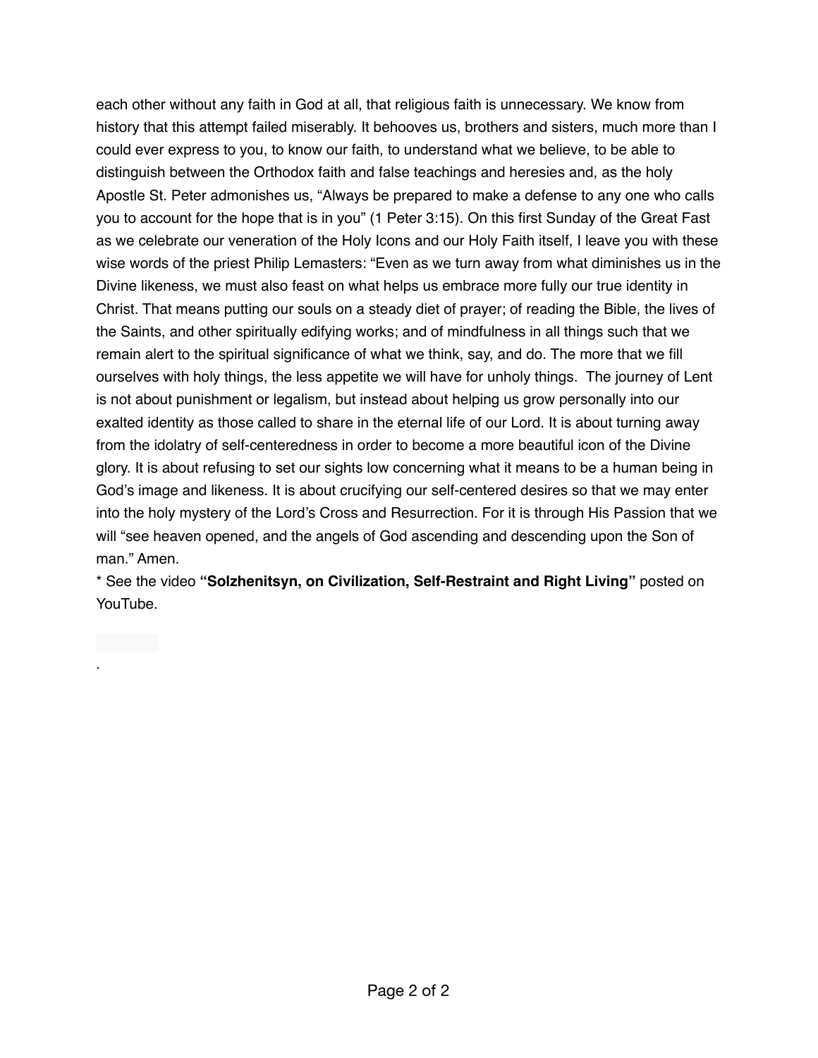each other without any faith in God at all, that religious faith is unnecessary. We know from history that this attempt failed miserably. It behooves us, brothers and sisters, much more than I could ever express to you, to know our faith, to understand what we believe, to be able to distinguish between the Orthodox faith and false teachings and heresies and, as the holy Apostle St. Peter admonishes us, "Always be prepared to make a defense to any one who calls you to account for the hope that is in you" (1 Peter 3:15). On this first Sunday of the Great Fast as we celebrate our veneration of the Holy Icons and our Holy Faith itself, I leave you with these wise words of the priest Philip Lemasters: "Even as we turn away from what diminishes us in the Divine likeness, we must also feast on what helps us embrace more fully our true identity in Christ. That means putting our souls on a steady diet of prayer; of reading the Bible, the lives of the Saints, and other spiritually edifying works; and of mindfulness in all things such that we remain alert to the spiritual significance of what we think, say, and do. The more that we fill ourselves with holy things, the less appetite we will have for unholy things. The journey of Lent is not about punishment or legalism, but instead about helping us grow personally into our exalted identity as those called to share in the eternal life of our Lord. It is about turning away from the idolatry of self-centeredness in order to become a more beautiful icon of the Divine glory. It is about refusing to set our sights low concerning what it means to be a human being in God's image and likeness. It is about crucifying our self-centered desires so that we may enter into the holy mystery of the Lord's Cross and Resurrection. For it is through His Passion that we will "see heaven opened, and the angels of God ascending and descending upon the Son of man." Amen.

* See the video **"Solzhenitsyn, on Civilization, Self-Restraint and Right Living"** posted on YouTube.

.